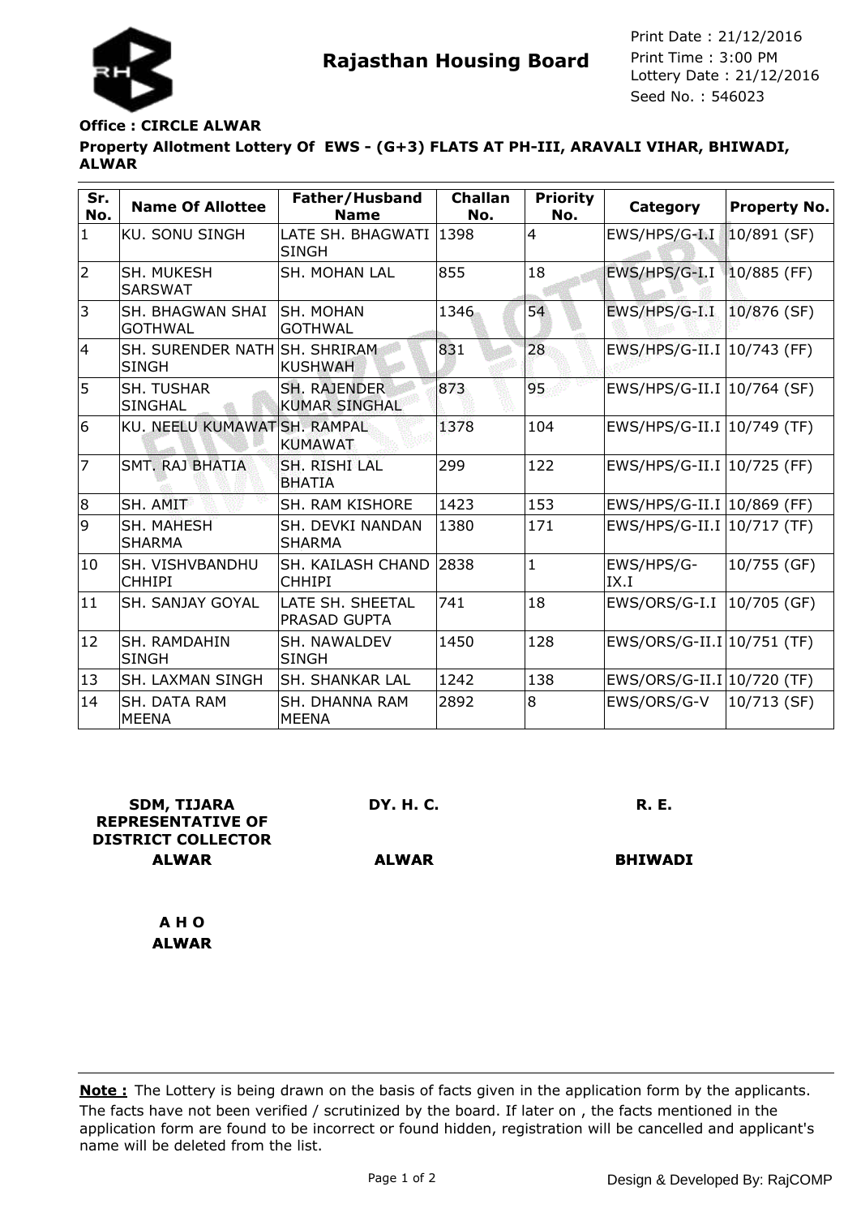# Rajasthan Housing Board

Print Date : 21/12/2016
Print Time : 3:00 PM
Lottery Date : 21/12/2016
Seed No. : 546023

**Office : CIRCLE ALWAR**

**Property Allotment Lottery Of EWS - (G+3) FLATS AT PH-III, ARAVALI VIHAR, BHIWADI, ALWAR**

| Sr. No. | Name Of Allottee | Father/Husband Name | Challan No. | Priority No. | Category | Property No. |
|---|---|---|---|---|---|---|
| 1 | KU. SONU SINGH | LATE SH. BHAGWATI SINGH | 1398 | 4 | EWS/HPS/G-I.I | 10/891 (SF) |
| 2 | SH. MUKESH SARSWAT | SH. MOHAN LAL | 855 | 18 | EWS/HPS/G-I.I | 10/885 (FF) |
| 3 | SH. BHAGWAN SHAI GOTHWAL | SH. MOHAN GOTHWAL | 1346 | 54 | EWS/HPS/G-I.I | 10/876 (SF) |
| 4 | SH. SURENDER NATH SINGH | SH. SHRIRAM KUSHWAH | 831 | 28 | EWS/HPS/G-II.I | 10/743 (FF) |
| 5 | SH. TUSHAR SINGHAL | SH. RAJENDER KUMAR SINGHAL | 873 | 95 | EWS/HPS/G-II.I | 10/764 (SF) |
| 6 | KU. NEELU KUMAWAT | SH. RAMPAL KUMAWAT | 1378 | 104 | EWS/HPS/G-II.I | 10/749 (TF) |
| 7 | SMT. RAJ BHATIA | SH. RISHI LAL BHATIA | 299 | 122 | EWS/HPS/G-II.I | 10/725 (FF) |
| 8 | SH. AMIT | SH. RAM KISHORE | 1423 | 153 | EWS/HPS/G-II.I | 10/869 (FF) |
| 9 | SH. MAHESH SHARMA | SH. DEVKI NANDAN SHARMA | 1380 | 171 | EWS/HPS/G-II.I | 10/717 (TF) |
| 10 | SH. VISHVBANDHU CHHIPI | SH. KAILASH CHAND CHHIPI | 2838 | 1 | EWS/HPS/G-IX.I | 10/755 (GF) |
| 11 | SH. SANJAY GOYAL | LATE SH. SHEETAL PRASAD GUPTA | 741 | 18 | EWS/ORS/G-I.I | 10/705 (GF) |
| 12 | SH. RAMDAHIN SINGH | SH. NAWALDEV SINGH | 1450 | 128 | EWS/ORS/G-II.I | 10/751 (TF) |
| 13 | SH. LAXMAN SINGH | SH. SHANKAR LAL | 1242 | 138 | EWS/ORS/G-II.I | 10/720 (TF) |
| 14 | SH. DATA RAM MEENA | SH. DHANNA RAM MEENA | 2892 | 8 | EWS/ORS/G-V | 10/713 (SF) |

**SDM, TIJARA REPRESENTATIVE OF DISTRICT COLLECTOR**
**ALWAR**

**DY. H. C.**
**ALWAR**

**R. E.**
**BHIWADI**

**A H O**
**ALWAR**

**Note :** The Lottery is being drawn on the basis of facts given in the application form by the applicants. The facts have not been verified / scrutinized by the board. If later on , the facts mentioned in the application form are found to be incorrect or found hidden, registration will be cancelled and applicant's name will be deleted from the list.

Design & Developed By: RajCOMP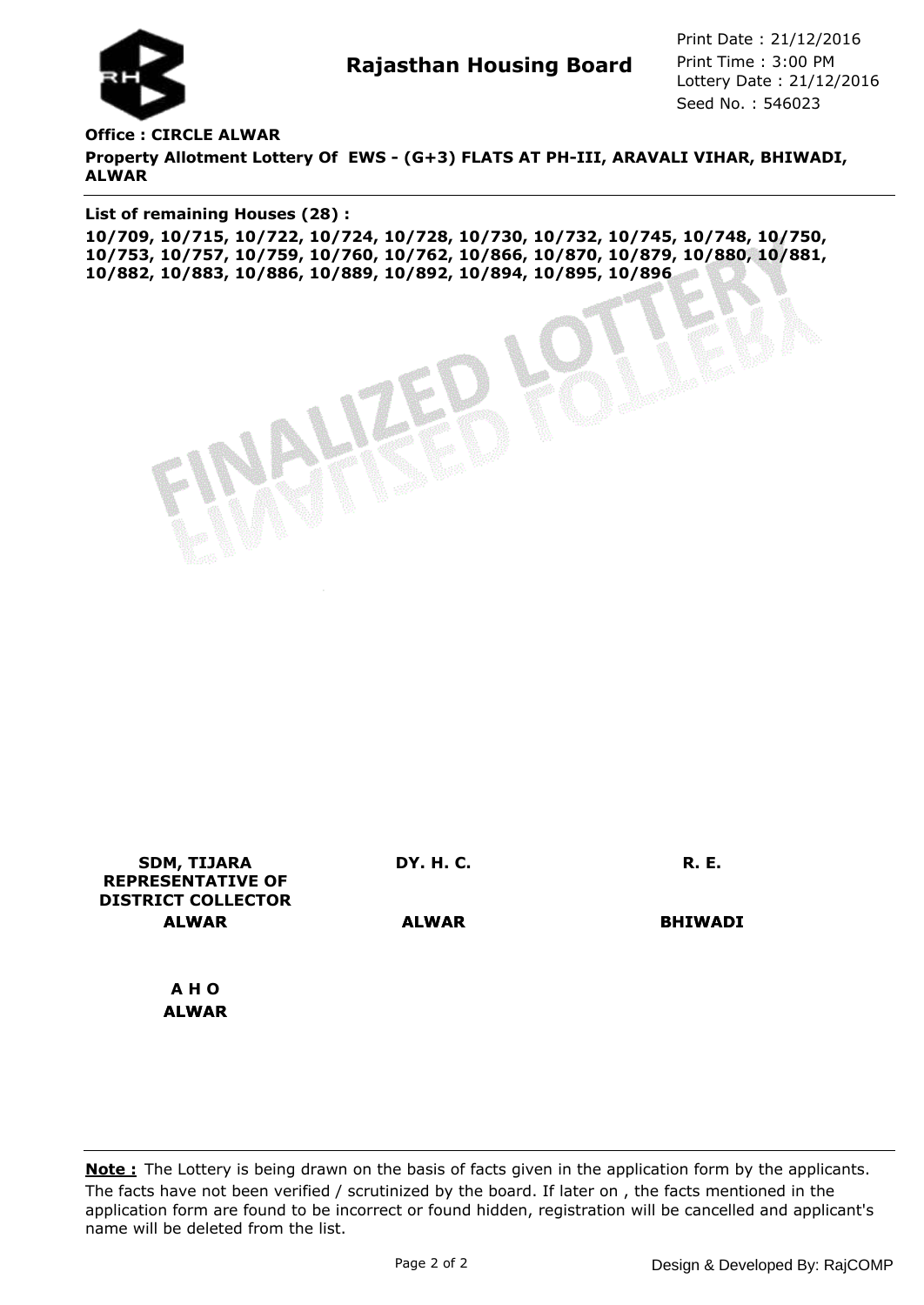# Rajasthan Housing Board

Print Date : 21/12/2016
Print Time : 3:00 PM
Lottery Date : 21/12/2016
Seed No. : 546023

**Office : CIRCLE ALWAR**

**Property Allotment Lottery Of EWS - (G+3) FLATS AT PH-III, ARAVALI VIHAR, BHIWADI, ALWAR**

**List of remaining Houses (28) :**

**10/709, 10/715, 10/722, 10/724, 10/728, 10/730, 10/732, 10/745, 10/748, 10/750, 10/753, 10/757, 10/759, 10/760, 10/762, 10/866, 10/870, 10/879, 10/880, 10/881, 10/882, 10/883, 10/886, 10/889, 10/892, 10/894, 10/895, 10/896**

| | | |
|---|---|---|
| **SDM, TIJARA REPRESENTATIVE OF DISTRICT COLLECTOR ALWAR** | **DY. H. C. ALWAR** | **R. E. BHIWADI** |
| **A H O ALWAR** | | |

**Note :** The Lottery is being drawn on the basis of facts given in the application form by the applicants. The facts have not been verified / scrutinized by the board. If later on , the facts mentioned in the application form are found to be incorrect or found hidden, registration will be cancelled and applicant's name will be deleted from the list.

Design & Developed By: RajCOMP